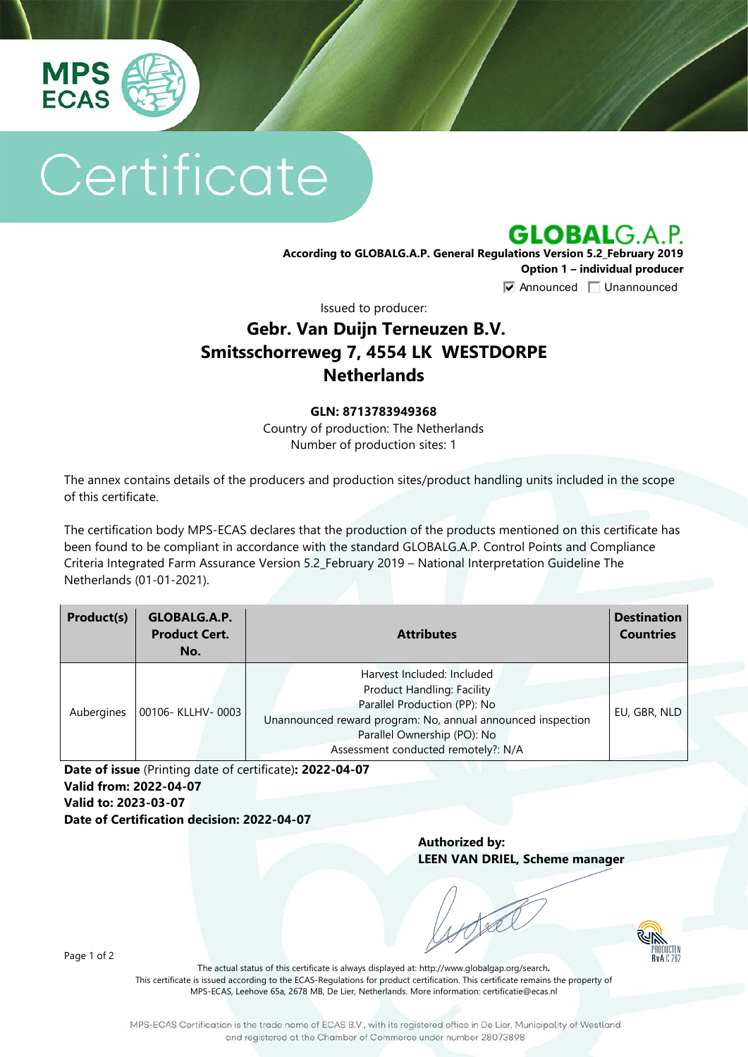MPS ECAS

# Certificate

GLOBALG.A.P.

**According to GLOBALG.A.P. General Regulations Version 5.2_February 2019**
**Option 1 – individual producer**

☑ Announced ☐ Unannounced

Issued to producer:

## Gebr. Van Duijn Terneuzen B.V.
## Smitsschorreweg 7, 4554 LK WESTDORPE
## Netherlands

**GLN: 8713783949368**

Country of production: The Netherlands
Number of production sites: 1

The annex contains details of the producers and production sites/product handling units included in the scope of this certificate.

The certification body MPS-ECAS declares that the production of the products mentioned on this certificate has been found to be compliant in accordance with the standard GLOBALG.A.P. Control Points and Compliance Criteria Integrated Farm Assurance Version 5.2_February 2019 – National Interpretation Guideline The Netherlands (01-01-2021).

| Product(s) | GLOBALG.A.P. Product Cert. No. | Attributes | Destination Countries |
|---|---|---|---|
| Aubergines | 00106- KLLHV- 0003 | Harvest Included: Included<br>Product Handling: Facility<br>Parallel Production (PP): No<br>Unannounced reward program: No, annual announced inspection<br>Parallel Ownership (PO): No<br>Assessment conducted remotely?: N/A | EU, GBR, NLD |

**Date of issue** (Printing date of certificate)**: 2022-04-07**
**Valid from: 2022-04-07**
**Valid to: 2023-03-07**
**Date of Certification decision: 2022-04-07**

**Authorized by:**
**LEEN VAN DRIEL, Scheme manager**

The actual status of this certificate is always displayed at: http://www.globalgap.org/search.
This certificate is issued according to the ECAS-Regulations for product certification. This certificate remains the property of MPS-ECAS, Leehove 65a, 2678 MB, De Lier, Netherlands. More information: certificatie@ecas.nl

MPS-ECAS Certification is the trade name of ECAS B.V., with its registered office in De Lier, Municipality of Westland and registered at the Chamber of Commerce under number 28073898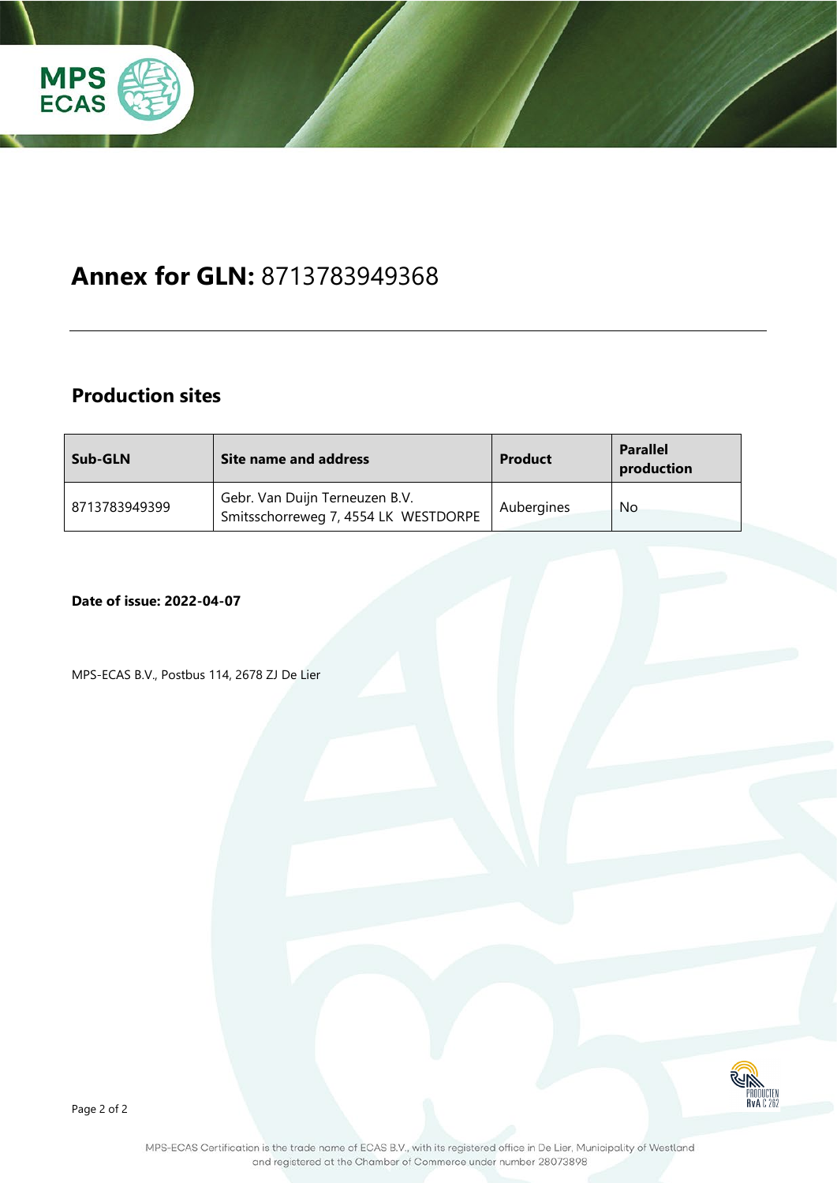# **Annex for GLN:** 8713783949368

## Production sites

| Sub-GLN | Site name and address | Product | Parallel production |
|---|---|---|---|
| 8713783949399 | Gebr. Van Duijn Terneuzen B.V.<br>Smitsschorreweg 7, 4554 LK WESTDORPE | Aubergines | No |

**Date of issue: 2022-04-07**

MPS-ECAS B.V., Postbus 114, 2678 ZJ De Lier

MPS-ECAS Certification is the trade name of ECAS B.V., with its registered office in De Lier, Municipality of Westland and registered at the Chamber of Commerce under number 28073898